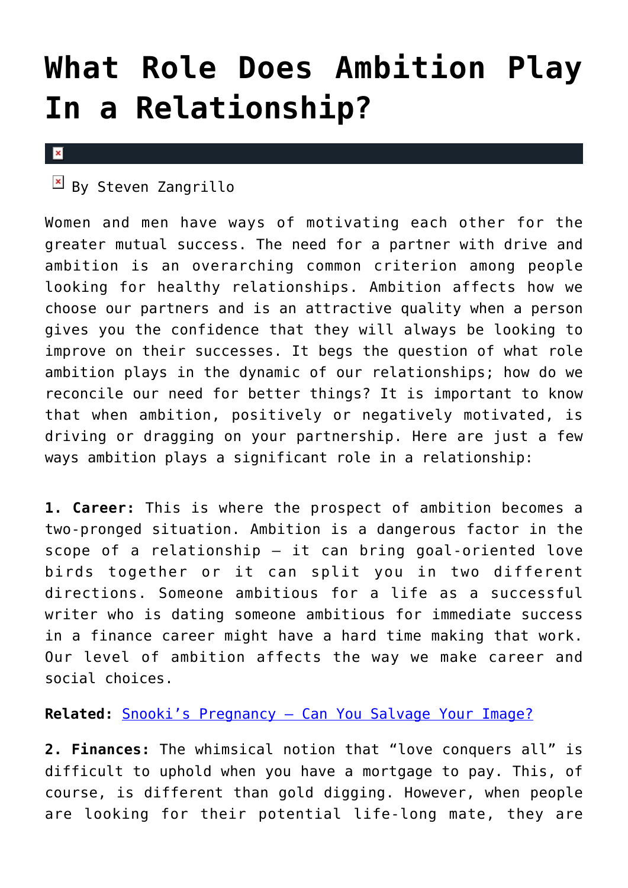# What Role Does Ambition Play In a Relationship?

By Steven Zangrillo

Women and men have ways of motivating each other for the greater mutual success. The need for a partner with drive and ambition is an overarching common criterion among people looking for healthy relationships. Ambition affects how we choose our partners and is an attractive quality when a person gives you the confidence that they will always be looking to improve on their successes. It begs the question of what role ambition plays in the dynamic of our relationships; how do we reconcile our need for better things? It is important to know that when ambition, positively or negatively motivated, is driving or dragging on your partnership. Here are just a few ways ambition plays a significant role in a relationship:

**1. Career:** This is where the prospect of ambition becomes a two-pronged situation. Ambition is a dangerous factor in the scope of a relationship – it can bring goal-oriented love birds together or it can split you in two different directions. Someone ambitious for a life as a successful writer who is dating someone ambitious for immediate success in a finance career might have a hard time making that work. Our level of ambition affects the way we make career and social choices.

**Related:** Snooki's Pregnancy – Can You Salvage Your Image?

**2. Finances:** The whimsical notion that "love conquers all" is difficult to uphold when you have a mortgage to pay. This, of course, is different than gold digging. However, when people are looking for their potential life-long mate, they are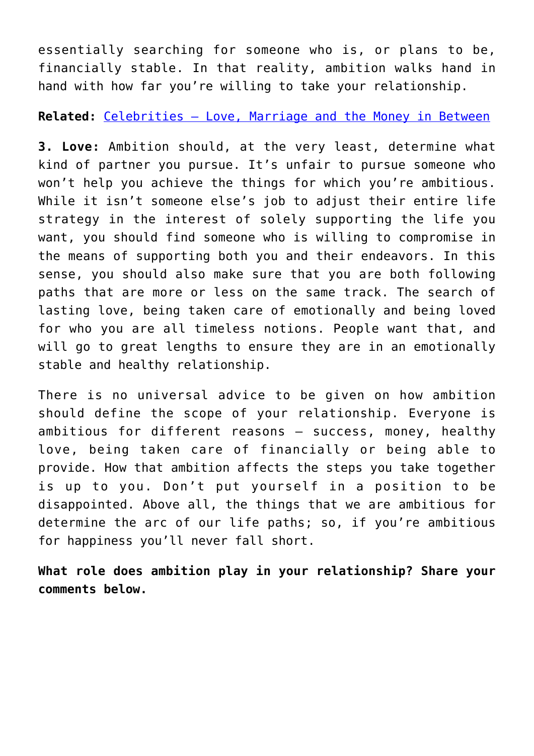essentially searching for someone who is, or plans to be, financially stable. In that reality, ambition walks hand in hand with how far you're willing to take your relationship.

**Related:** Celebrities – Love, Marriage and the Money in Between

**3. Love:** Ambition should, at the very least, determine what kind of partner you pursue. It's unfair to pursue someone who won't help you achieve the things for which you're ambitious. While it isn't someone else's job to adjust their entire life strategy in the interest of solely supporting the life you want, you should find someone who is willing to compromise in the means of supporting both you and their endeavors. In this sense, you should also make sure that you are both following paths that are more or less on the same track. The search of lasting love, being taken care of emotionally and being loved for who you are all timeless notions. People want that, and will go to great lengths to ensure they are in an emotionally stable and healthy relationship.

There is no universal advice to be given on how ambition should define the scope of your relationship. Everyone is ambitious for different reasons – success, money, healthy love, being taken care of financially or being able to provide. How that ambition affects the steps you take together is up to you. Don't put yourself in a position to be disappointed. Above all, the things that we are ambitious for determine the arc of our life paths; so, if you're ambitious for happiness you'll never fall short.

**What role does ambition play in your relationship? Share your comments below.**